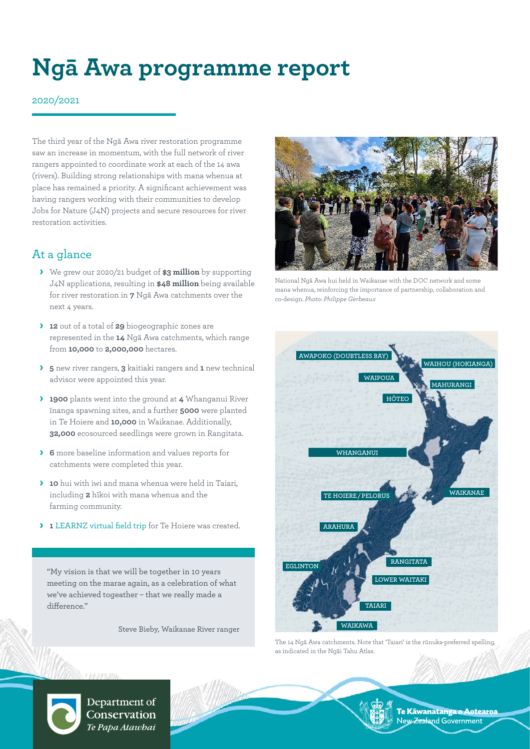# Ngā Awa programme report

2020/2021

The third year of the Ngā Awa river restoration programme saw an increase in momentum, with the full network of river rangers appointed to coordinate work at each of the 14 awa (rivers). Building strong relationships with mana whenua at place has remained a priority. A significant achievement was having rangers working with their communities to develop Jobs for Nature (J4N) projects and secure resources for river restoration activities.

## At a glance

- We grew our 2020/21 budget of **$3 million** by supporting J4N applications, resulting in **$48 million** being available for river restoration in **7** Ngā Awa catchments over the next 4 years.
- **12** out of a total of **29** biogeographic zones are represented in the **14** Ngā Awa catchments, which range from **10,000** to **2,000,000** hectares.
- **5** new river rangers, **3** kaitiaki rangers and **1** new technical advisor were appointed this year.
- **1900** plants went into the ground at **4** Whanganui River īnanga spawning sites, and a further **5000** were planted in Te Hoiere and **10,000** in Waikanae. Additionally, **32,000** ecosourced seedlings were grown in Rangitata.
- **6** more baseline information and values reports for catchments were completed this year.
- **10** hui with iwi and mana whenua were held in Taiari, including **2** hīkoi with mana whenua and the farming community.
- **1** LEARNZ virtual field trip for Te Hoiere was created.

> "My vision is that we will be together in 10 years meeting on the marae again, as a celebration of what we've achieved togeather – that we really made a difference."
>
> Steve Bieby, Waikanae River ranger

National Ngā Awa hui held in Waikanae with the DOC network and some mana whenua, reinforcing the importance of partnership, collaboration and co-design. *Photo: Philippe Gerbeaux*

AWAPOKO (DOUBTLESS BAY), WAIHOU (HOKIANGA), WAIPOUA, MAHURANGI, HŌTEO, WHANGANUI, TE HOIERE / PELORUS, WAIKANAE, ARAHURA, RANGITATA, EGLINTON, LOWER WAITAKI, TAIARI, WAIKAWA

The 14 Ngā Awa catchments. Note that 'Taiari' is the rūnuka-preferred spelling, as indicated in the Ngāi Tahu Atlas.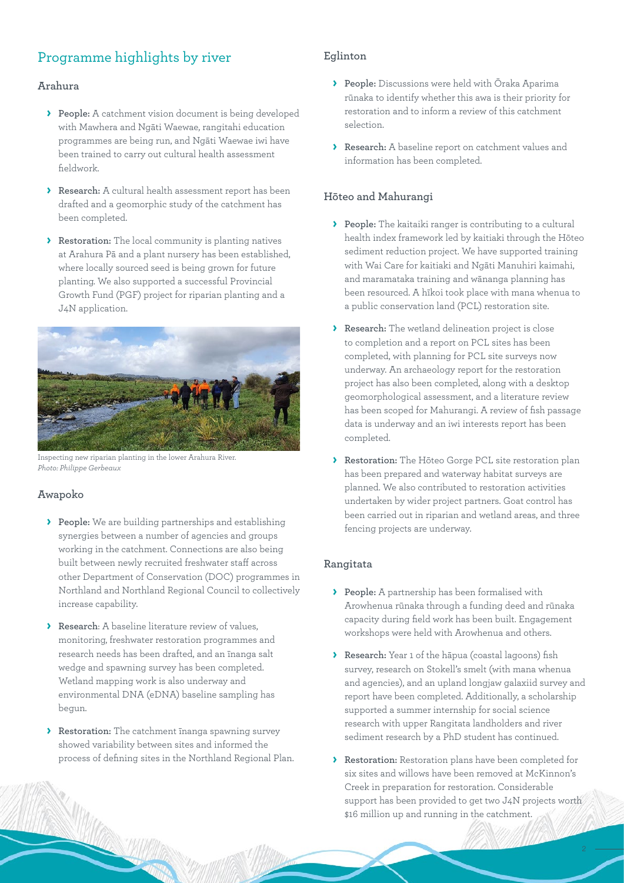## Programme highlights by river

### Arahura

- **People:** A catchment vision document is being developed with Mawhera and Ngāti Waewae, rangitahi education programmes are being run, and Ngāti Waewae iwi have been trained to carry out cultural health assessment fieldwork.
- **Research:** A cultural health assessment report has been drafted and a geomorphic study of the catchment has been completed.
- **Restoration:** The local community is planting natives at Arahura Pā and a plant nursery has been established, where locally sourced seed is being grown for future planting. We also supported a successful Provincial Growth Fund (PGF) project for riparian planting and a J4N application.

Inspecting new riparian planting in the lower Arahura River.
*Photo: Philippe Gerbeaux*

### Awapoko

- **People:** We are building partnerships and establishing synergies between a number of agencies and groups working in the catchment. Connections are also being built between newly recruited freshwater staff across other Department of Conservation (DOC) programmes in Northland and Northland Regional Council to collectively increase capability.
- **Research**: A baseline literature review of values, monitoring, freshwater restoration programmes and research needs has been drafted, and an īnanga salt wedge and spawning survey has been completed. Wetland mapping work is also underway and environmental DNA (eDNA) baseline sampling has begun.
- **Restoration:** The catchment īnanga spawning survey showed variability between sites and informed the process of defining sites in the Northland Regional Plan.

### Eglinton

- **People:** Discussions were held with Ōraka Aparima rūnaka to identify whether this awa is their priority for restoration and to inform a review of this catchment selection.
- **Research:** A baseline report on catchment values and information has been completed.

### Hōteo and Mahurangi

- **People:** The kaitaiki ranger is contributing to a cultural health index framework led by kaitiaki through the Hōteo sediment reduction project. We have supported training with Wai Care for kaitiaki and Ngāti Manuhiri kaimahi, and maramataka training and wānanga planning has been resourced. A hīkoi took place with mana whenua to a public conservation land (PCL) restoration site.
- **Research:** The wetland delineation project is close to completion and a report on PCL sites has been completed, with planning for PCL site surveys now underway. An archaeology report for the restoration project has also been completed, along with a desktop geomorphological assessment, and a literature review has been scoped for Mahurangi. A review of fish passage data is underway and an iwi interests report has been completed.
- **Restoration:** The Hōteo Gorge PCL site restoration plan has been prepared and waterway habitat surveys are planned. We also contributed to restoration activities undertaken by wider project partners. Goat control has been carried out in riparian and wetland areas, and three fencing projects are underway.

### Rangitata

- **People:** A partnership has been formalised with Arowhenua rūnaka through a funding deed and rūnaka capacity during field work has been built. Engagement workshops were held with Arowhenua and others.
- **Research:** Year 1 of the hāpua (coastal lagoons) fish survey, research on Stokell's smelt (with mana whenua and agencies), and an upland longjaw galaxiid survey and report have been completed. Additionally, a scholarship supported a summer internship for social science research with upper Rangitata landholders and river sediment research by a PhD student has continued.
- **Restoration:** Restoration plans have been completed for six sites and willows have been removed at McKinnon's Creek in preparation for restoration. Considerable support has been provided to get two J4N projects worth $16 million up and running in the catchment.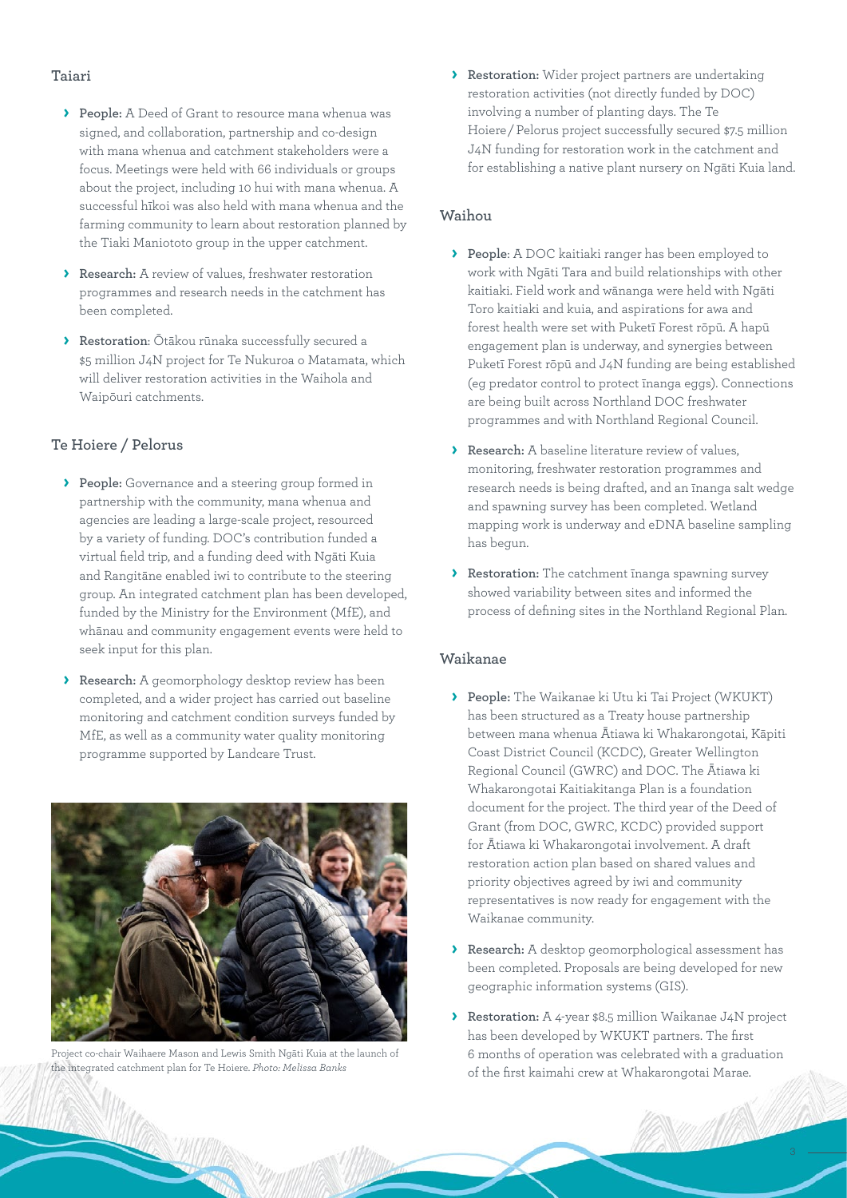## Taiari

- **People:** A Deed of Grant to resource mana whenua was signed, and collaboration, partnership and co-design with mana whenua and catchment stakeholders were a focus. Meetings were held with 66 individuals or groups about the project, including 10 hui with mana whenua. A successful hīkoi was also held with mana whenua and the farming community to learn about restoration planned by the Tiaki Maniototo group in the upper catchment.
- **Research:** A review of values, freshwater restoration programmes and research needs in the catchment has been completed.
- **Restoration**: Ōtākou rūnaka successfully secured a $5 million J4N project for Te Nukuroa o Matamata, which will deliver restoration activities in the Waihola and Waipōuri catchments.

## Te Hoiere / Pelorus

- **People:** Governance and a steering group formed in partnership with the community, mana whenua and agencies are leading a large-scale project, resourced by a variety of funding. DOC's contribution funded a virtual field trip, and a funding deed with Ngāti Kuia and Rangitāne enabled iwi to contribute to the steering group. An integrated catchment plan has been developed, funded by the Ministry for the Environment (MfE), and whānau and community engagement events were held to seek input for this plan.
- **Research:** A geomorphology desktop review has been completed, and a wider project has carried out baseline monitoring and catchment condition surveys funded by MfE, as well as a community water quality monitoring programme supported by Landcare Trust.

Project co-chair Waihaere Mason and Lewis Smith Ngāti Kuia at the launch of the integrated catchment plan for Te Hoiere. *Photo: Melissa Banks*

- **Restoration:** Wider project partners are undertaking restoration activities (not directly funded by DOC) involving a number of planting days. The Te Hoiere / Pelorus project successfully secured $7.5 million J4N funding for restoration work in the catchment and for establishing a native plant nursery on Ngāti Kuia land.

## Waihou

- **People**: A DOC kaitiaki ranger has been employed to work with Ngāti Tara and build relationships with other kaitiaki. Field work and wānanga were held with Ngāti Toro kaitiaki and kuia, and aspirations for awa and forest health were set with Puketī Forest rōpū. A hapū engagement plan is underway, and synergies between Puketī Forest rōpū and J4N funding are being established (eg predator control to protect īnanga eggs). Connections are being built across Northland DOC freshwater programmes and with Northland Regional Council.
- **Research:** A baseline literature review of values, monitoring, freshwater restoration programmes and research needs is being drafted, and an īnanga salt wedge and spawning survey has been completed. Wetland mapping work is underway and eDNA baseline sampling has begun.
- **Restoration:** The catchment īnanga spawning survey showed variability between sites and informed the process of defining sites in the Northland Regional Plan.

## Waikanae

- **People:** The Waikanae ki Utu ki Tai Project (WKUKT) has been structured as a Treaty house partnership between mana whenua Ātiawa ki Whakarongotai, Kāpiti Coast District Council (KCDC), Greater Wellington Regional Council (GWRC) and DOC. The Ātiawa ki Whakarongotai Kaitiakitanga Plan is a foundation document for the project. The third year of the Deed of Grant (from DOC, GWRC, KCDC) provided support for Ātiawa ki Whakarongotai involvement. A draft restoration action plan based on shared values and priority objectives agreed by iwi and community representatives is now ready for engagement with the Waikanae community.
- **Research:** A desktop geomorphological assessment has been completed. Proposals are being developed for new geographic information systems (GIS).
- **Restoration:** A 4-year $8.5 million Waikanae J4N project has been developed by WKUKT partners. The first 6 months of operation was celebrated with a graduation of the first kaimahi crew at Whakarongotai Marae.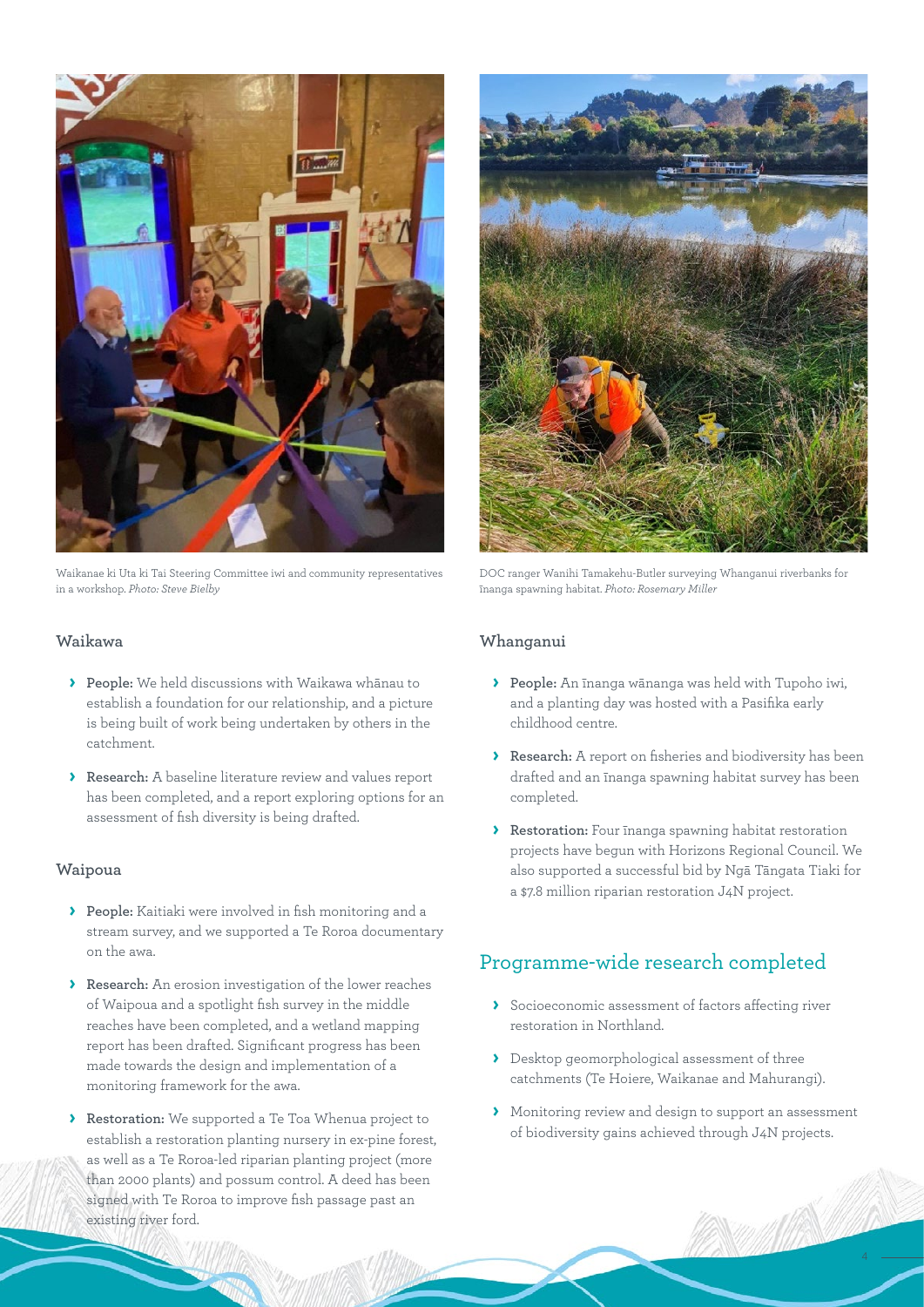Waikanae ki Uta ki Tai Steering Committee iwi and community representatives in a workshop. *Photo: Steve Bielby*

DOC ranger Wanihi Tamakehu-Butler surveying Whanganui riverbanks for īnanga spawning habitat. *Photo: Rosemary Miller*

### Waikawa

- **People:** We held discussions with Waikawa whānau to establish a foundation for our relationship, and a picture is being built of work being undertaken by others in the catchment.
- **Research:** A baseline literature review and values report has been completed, and a report exploring options for an assessment of fish diversity is being drafted.

### Waipoua

- **People:** Kaitiaki were involved in fish monitoring and a stream survey, and we supported a Te Roroa documentary on the awa.
- **Research:** An erosion investigation of the lower reaches of Waipoua and a spotlight fish survey in the middle reaches have been completed, and a wetland mapping report has been drafted. Significant progress has been made towards the design and implementation of a monitoring framework for the awa.
- **Restoration:** We supported a Te Toa Whenua project to establish a restoration planting nursery in ex-pine forest, as well as a Te Roroa-led riparian planting project (more than 2000 plants) and possum control. A deed has been signed with Te Roroa to improve fish passage past an existing river ford.

### Whanganui

- **People:** An īnanga wānanga was held with Tupoho iwi, and a planting day was hosted with a Pasifika early childhood centre.
- **Research:** A report on fisheries and biodiversity has been drafted and an īnanga spawning habitat survey has been completed.
- **Restoration:** Four īnanga spawning habitat restoration projects have begun with Horizons Regional Council. We also supported a successful bid by Ngā Tāngata Tiaki for a $7.8 million riparian restoration J4N project.

## Programme-wide research completed

- Socioeconomic assessment of factors affecting river restoration in Northland.
- Desktop geomorphological assessment of three catchments (Te Hoiere, Waikanae and Mahurangi).
- Monitoring review and design to support an assessment of biodiversity gains achieved through J4N projects.